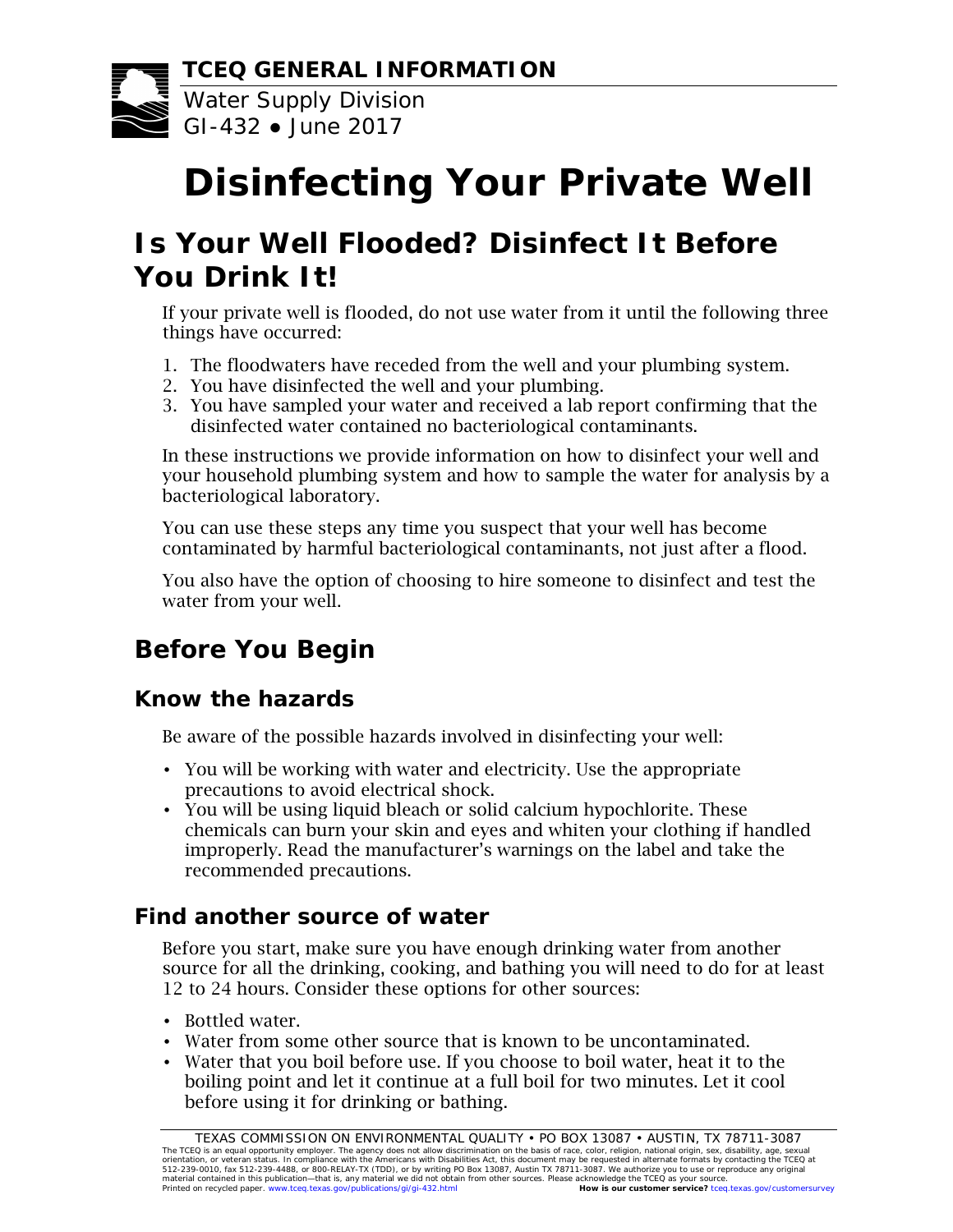**TCEQ GENERAL INFORMATION**

Water Supply Division
GI-432 ● June 2017

# Disinfecting Your Private Well

## Is Your Well Flooded? Disinfect It Before You Drink It!

If your private well is flooded, do not use water from it until the following three things have occurred:

1. The floodwaters have receded from the well and your plumbing system.
2. You have disinfected the well and your plumbing.
3. You have sampled your water and received a lab report confirming that the disinfected water contained no bacteriological contaminants.

In these instructions we provide information on how to disinfect your well and your household plumbing system and how to sample the water for analysis by a bacteriological laboratory.

You can use these steps any time you suspect that your well has become contaminated by harmful bacteriological contaminants, not just after a flood.

You also have the option of choosing to hire someone to disinfect and test the water from your well.

## Before You Begin

### Know the hazards

Be aware of the possible hazards involved in disinfecting your well:

- You will be working with water and electricity. Use the appropriate precautions to avoid electrical shock.
- You will be using liquid bleach or solid calcium hypochlorite. These chemicals can burn your skin and eyes and whiten your clothing if handled improperly. Read the manufacturer's warnings on the label and take the recommended precautions.

### Find another source of water

Before you start, make sure you have enough drinking water from another source for all the drinking, cooking, and bathing you will need to do for at least 12 to 24 hours. Consider these options for other sources:

- Bottled water.
- Water from some other source that is known to be uncontaminated.
- Water that you boil before use. If you choose to boil water, heat it to the boiling point and let it continue at a full boil for two minutes. Let it cool before using it for drinking or bathing.

TEXAS COMMISSION ON ENVIRONMENTAL QUALITY • PO BOX 13087 • AUSTIN, TX 78711-3087

The TCEQ is an equal opportunity employer. The agency does not allow discrimination on the basis of race, color, religion, national origin, sex, disability, age, sexual orientation, or veteran status. In compliance with the Americans with Disabilities Act, this document may be requested in alternate formats by contacting the TCEQ at 512-239-0010, fax 512-239-4488, or 800-RELAY-TX (TDD), or by writing PO Box 13087, Austin TX 78711-3087. We authorize you to use or reproduce any original material contained in this publication—that is, any material we did not obtain from other sources. Please acknowledge the TCEQ as your source.
Printed on recycled paper. www.tceq.texas.gov/publications/gi/gi-432.html **How is our customer service?** tceq.texas.gov/customersurvey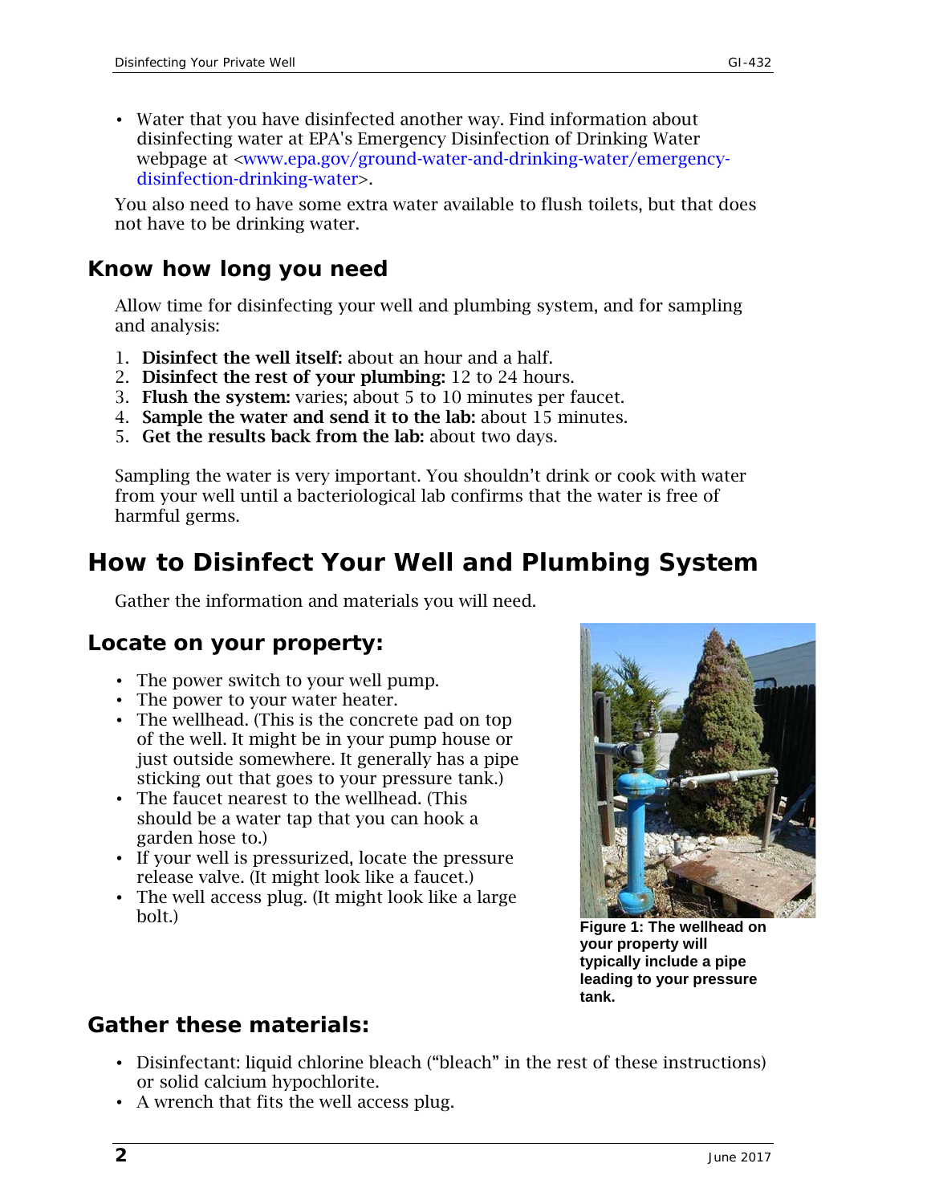- Water that you have disinfected another way. Find information about disinfecting water at EPA's Emergency Disinfection of Drinking Water webpage at <www.epa.gov/ground-water-and-drinking-water/emergency-disinfection-drinking-water>.

You also need to have some extra water available to flush toilets, but that does not have to be drinking water.

## Know how long you need

Allow time for disinfecting your well and plumbing system, and for sampling and analysis:

1. **Disinfect the well itself:** about an hour and a half.
2. **Disinfect the rest of your plumbing:** 12 to 24 hours.
3. **Flush the system:** varies; about 5 to 10 minutes per faucet.
4. **Sample the water and send it to the lab:** about 15 minutes.
5. **Get the results back from the lab:** about two days.

Sampling the water is very important. You shouldn't drink or cook with water from your well until a bacteriological lab confirms that the water is free of harmful germs.

# How to Disinfect Your Well and Plumbing System

Gather the information and materials you will need.

## Locate on your property:

- The power switch to your well pump.
- The power to your water heater.
- The wellhead. (This is the concrete pad on top of the well. It might be in your pump house or just outside somewhere. It generally has a pipe sticking out that goes to your pressure tank.)
- The faucet nearest to the wellhead. (This should be a water tap that you can hook a garden hose to.)
- If your well is pressurized, locate the pressure release valve. (It might look like a faucet.)
- The well access plug. (It might look like a large bolt.)

**Figure 1: The wellhead on your property will typically include a pipe leading to your pressure tank.**

## Gather these materials:

- Disinfectant: liquid chlorine bleach ("bleach" in the rest of these instructions) or solid calcium hypochlorite.
- A wrench that fits the well access plug.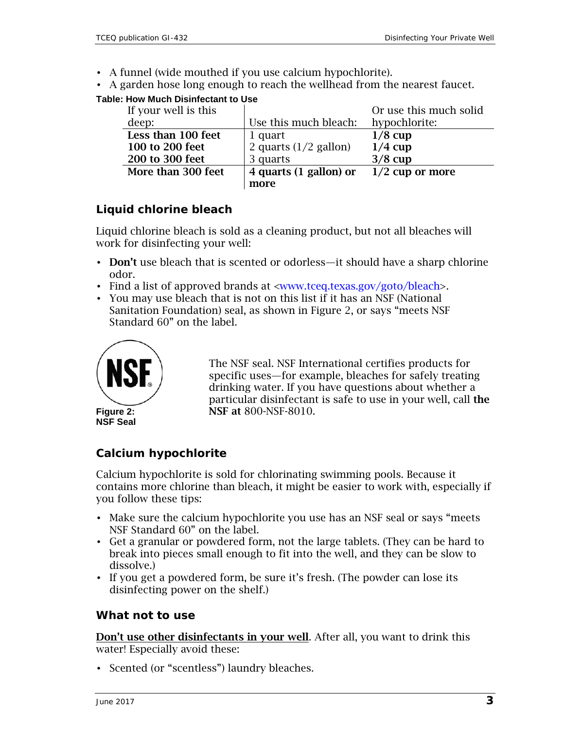- A funnel (wide mouthed if you use calcium hypochlorite).
- A garden hose long enough to reach the wellhead from the nearest faucet.

**Table: How Much Disinfectant to Use**

| If your well is this deep: | Use this much bleach: | Or use this much solid hypochlorite: |
|---|---|---|
| **Less than 100 feet** | 1 quart | **1/8 cup** |
| **100 to 200 feet** | 2 quarts (1/2 gallon) | **1/4 cup** |
| **200 to 300 feet** | 3 quarts | **3/8 cup** |
| **More than 300 feet** | **4 quarts (1 gallon) or more** | **1/2 cup or more** |

### Liquid chlorine bleach

Liquid chlorine bleach is sold as a cleaning product, but not all bleaches will work for disinfecting your well:

- **Don't** use bleach that is scented or odorless—it should have a sharp chlorine odor.
- Find a list of approved brands at <www.tceq.texas.gov/goto/bleach>.
- You may use bleach that is not on this list if it has an NSF (National Sanitation Foundation) seal, as shown in Figure 2, or says "meets NSF Standard 60" on the label.

**Figure 2: NSF Seal**

The NSF seal. NSF International certifies products for specific uses—for example, bleaches for safely treating drinking water. If you have questions about whether a particular disinfectant is safe to use in your well, call **the NSF at** 800-NSF-8010.

### Calcium hypochlorite

Calcium hypochlorite is sold for chlorinating swimming pools. Because it contains more chlorine than bleach, it might be easier to work with, especially if you follow these tips:

- Make sure the calcium hypochlorite you use has an NSF seal or says "meets NSF Standard 60" on the label.
- Get a granular or powdered form, not the large tablets. (They can be hard to break into pieces small enough to fit into the well, and they can be slow to dissolve.)
- If you get a powdered form, be sure it's fresh. (The powder can lose its disinfecting power on the shelf.)

### What not to use

**Don't use other disinfectants in your well**. After all, you want to drink this water! Especially avoid these:

- Scented (or "scentless") laundry bleaches.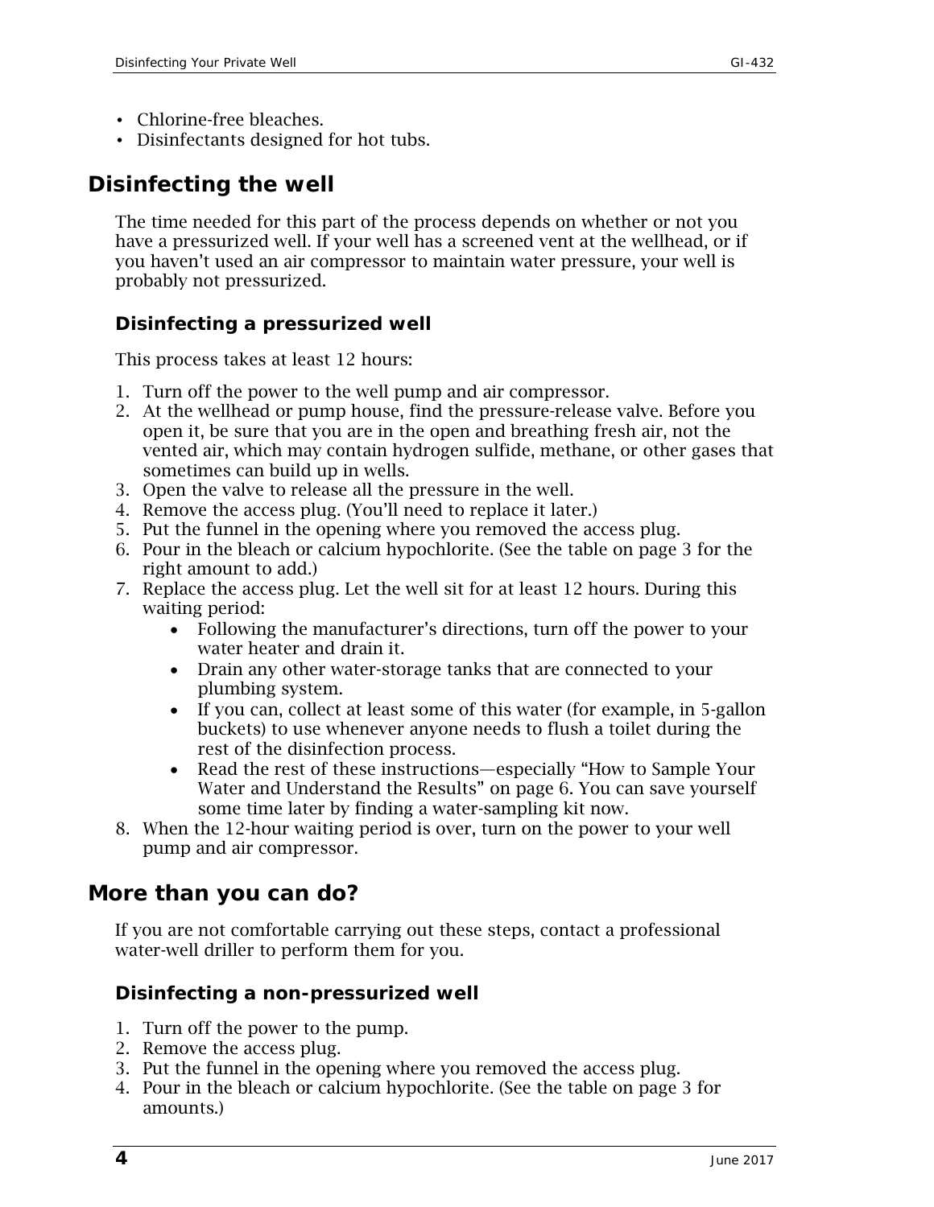- Chlorine-free bleaches.
- Disinfectants designed for hot tubs.

## Disinfecting the well

The time needed for this part of the process depends on whether or not you have a pressurized well. If your well has a screened vent at the wellhead, or if you haven't used an air compressor to maintain water pressure, your well is probably not pressurized.

### Disinfecting a pressurized well

This process takes at least 12 hours:

1. Turn off the power to the well pump and air compressor.
2. At the wellhead or pump house, find the pressure-release valve. Before you open it, be sure that you are in the open and breathing fresh air, not the vented air, which may contain hydrogen sulfide, methane, or other gases that sometimes can build up in wells.
3. Open the valve to release all the pressure in the well.
4. Remove the access plug. (You'll need to replace it later.)
5. Put the funnel in the opening where you removed the access plug.
6. Pour in the bleach or calcium hypochlorite. (See the table on page 3 for the right amount to add.)
7. Replace the access plug. Let the well sit for at least 12 hours. During this waiting period:
    - Following the manufacturer's directions, turn off the power to your water heater and drain it.
    - Drain any other water-storage tanks that are connected to your plumbing system.
    - If you can, collect at least some of this water (for example, in 5-gallon buckets) to use whenever anyone needs to flush a toilet during the rest of the disinfection process.
    - Read the rest of these instructions—especially "How to Sample Your Water and Understand the Results" on page 6. You can save yourself some time later by finding a water-sampling kit now.
8. When the 12-hour waiting period is over, turn on the power to your well pump and air compressor.

## More than you can do?

If you are not comfortable carrying out these steps, contact a professional water-well driller to perform them for you.

### Disinfecting a non-pressurized well

1. Turn off the power to the pump.
2. Remove the access plug.
3. Put the funnel in the opening where you removed the access plug.
4. Pour in the bleach or calcium hypochlorite. (See the table on page 3 for amounts.)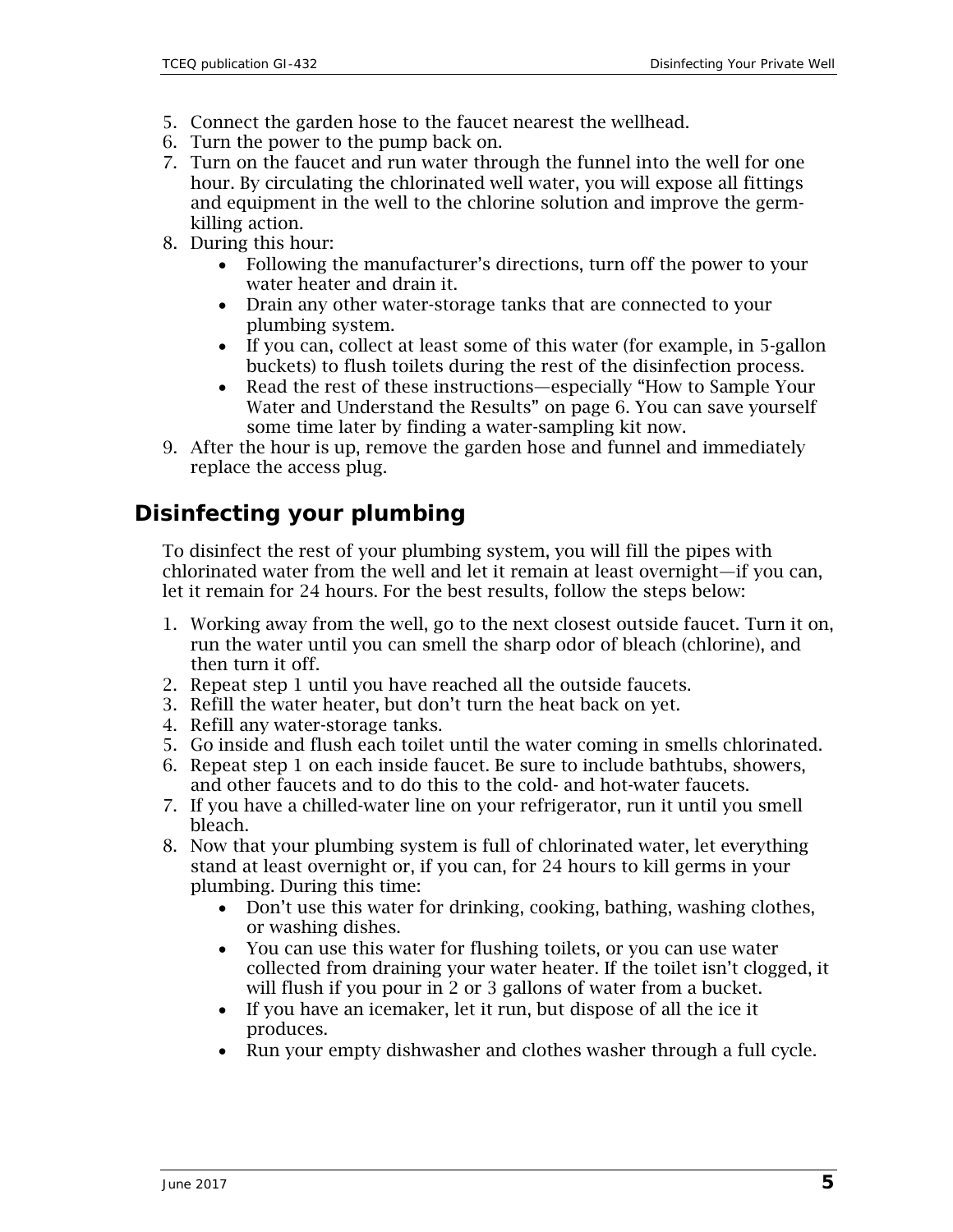5. Connect the garden hose to the faucet nearest the wellhead.
6. Turn the power to the pump back on.
7. Turn on the faucet and run water through the funnel into the well for one hour. By circulating the chlorinated well water, you will expose all fittings and equipment in the well to the chlorine solution and improve the germ-killing action.
8. During this hour:
    - Following the manufacturer's directions, turn off the power to your water heater and drain it.
    - Drain any other water-storage tanks that are connected to your plumbing system.
    - If you can, collect at least some of this water (for example, in 5-gallon buckets) to flush toilets during the rest of the disinfection process.
    - Read the rest of these instructions—especially "How to Sample Your Water and Understand the Results" on page 6. You can save yourself some time later by finding a water-sampling kit now.
9. After the hour is up, remove the garden hose and funnel and immediately replace the access plug.

## Disinfecting your plumbing

To disinfect the rest of your plumbing system, you will fill the pipes with chlorinated water from the well and let it remain at least overnight—if you can, let it remain for 24 hours. For the best results, follow the steps below:

1. Working away from the well, go to the next closest outside faucet. Turn it on, run the water until you can smell the sharp odor of bleach (chlorine), and then turn it off.
2. Repeat step 1 until you have reached all the outside faucets.
3. Refill the water heater, but don't turn the heat back on yet.
4. Refill any water-storage tanks.
5. Go inside and flush each toilet until the water coming in smells chlorinated.
6. Repeat step 1 on each inside faucet. Be sure to include bathtubs, showers, and other faucets and to do this to the cold- and hot-water faucets.
7. If you have a chilled-water line on your refrigerator, run it until you smell bleach.
8. Now that your plumbing system is full of chlorinated water, let everything stand at least overnight or, if you can, for 24 hours to kill germs in your plumbing. During this time:
    - Don't use this water for drinking, cooking, bathing, washing clothes, or washing dishes.
    - You can use this water for flushing toilets, or you can use water collected from draining your water heater. If the toilet isn't clogged, it will flush if you pour in 2 or 3 gallons of water from a bucket.
    - If you have an icemaker, let it run, but dispose of all the ice it produces.
    - Run your empty dishwasher and clothes washer through a full cycle.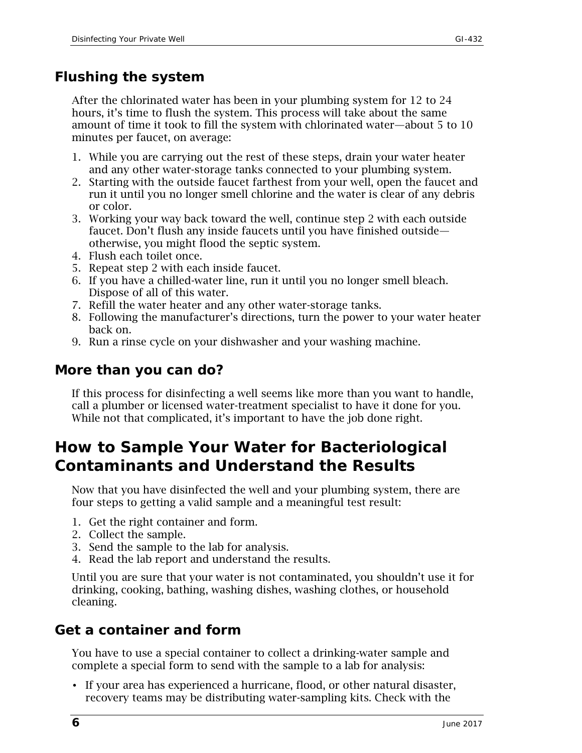### Flushing the system

After the chlorinated water has been in your plumbing system for 12 to 24 hours, it's time to flush the system. This process will take about the same amount of time it took to fill the system with chlorinated water—about 5 to 10 minutes per faucet, on average:

1. While you are carrying out the rest of these steps, drain your water heater and any other water-storage tanks connected to your plumbing system.
2. Starting with the outside faucet farthest from your well, open the faucet and run it until you no longer smell chlorine and the water is clear of any debris or color.
3. Working your way back toward the well, continue step 2 with each outside faucet. Don't flush any inside faucets until you have finished outside—otherwise, you might flood the septic system.
4. Flush each toilet once.
5. Repeat step 2 with each inside faucet.
6. If you have a chilled-water line, run it until you no longer smell bleach. Dispose of all of this water.
7. Refill the water heater and any other water-storage tanks.
8. Following the manufacturer's directions, turn the power to your water heater back on.
9. Run a rinse cycle on your dishwasher and your washing machine.

### More than you can do?

If this process for disinfecting a well seems like more than you want to handle, call a plumber or licensed water-treatment specialist to have it done for you. While not that complicated, it's important to have the job done right.

## How to Sample Your Water for Bacteriological Contaminants and Understand the Results

Now that you have disinfected the well and your plumbing system, there are four steps to getting a valid sample and a meaningful test result:

1. Get the right container and form.
2. Collect the sample.
3. Send the sample to the lab for analysis.
4. Read the lab report and understand the results.

Until you are sure that your water is not contaminated, you shouldn't use it for drinking, cooking, bathing, washing dishes, washing clothes, or household cleaning.

### Get a container and form

You have to use a special container to collect a drinking-water sample and complete a special form to send with the sample to a lab for analysis:

- If your area has experienced a hurricane, flood, or other natural disaster, recovery teams may be distributing water-sampling kits. Check with the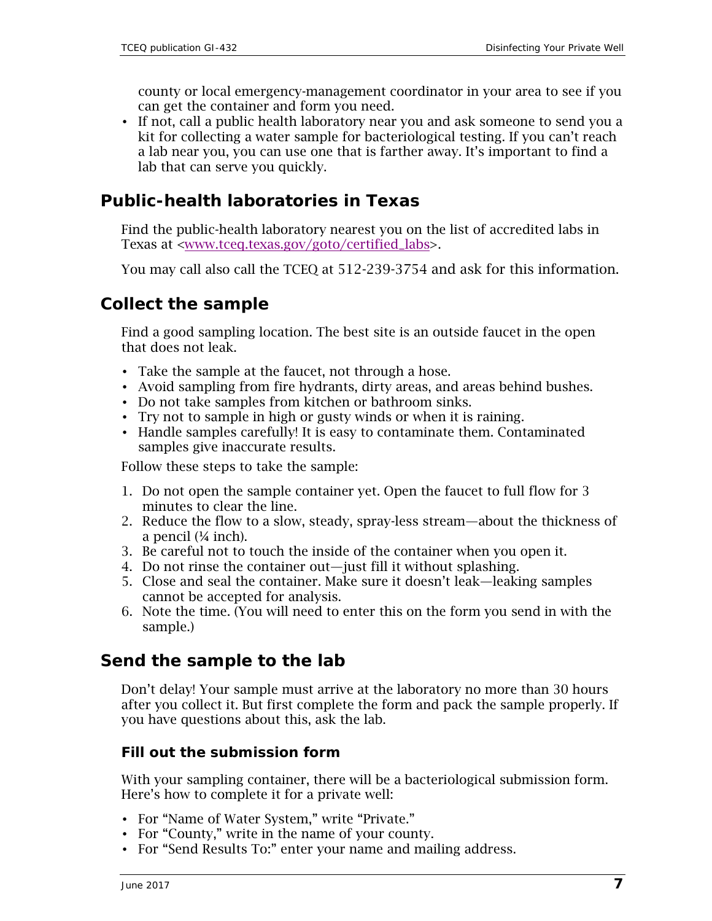county or local emergency-management coordinator in your area to see if you can get the container and form you need.

- If not, call a public health laboratory near you and ask someone to send you a kit for collecting a water sample for bacteriological testing. If you can't reach a lab near you, you can use one that is farther away. It's important to find a lab that can serve you quickly.

## Public-health laboratories in Texas

Find the public-health laboratory nearest you on the list of accredited labs in Texas at <www.tceq.texas.gov/goto/certified_labs>.

You may call also call the TCEQ at 512-239-3754 and ask for this information.

## Collect the sample

Find a good sampling location. The best site is an outside faucet in the open that does not leak.

- Take the sample at the faucet, not through a hose.
- Avoid sampling from fire hydrants, dirty areas, and areas behind bushes.
- Do not take samples from kitchen or bathroom sinks.
- Try not to sample in high or gusty winds or when it is raining.
- Handle samples carefully! It is easy to contaminate them. Contaminated samples give inaccurate results.

Follow these steps to take the sample:

1. Do not open the sample container yet. Open the faucet to full flow for 3 minutes to clear the line.
2. Reduce the flow to a slow, steady, spray-less stream—about the thickness of a pencil (¼ inch).
3. Be careful not to touch the inside of the container when you open it.
4. Do not rinse the container out—just fill it without splashing.
5. Close and seal the container. Make sure it doesn't leak—leaking samples cannot be accepted for analysis.
6. Note the time. (You will need to enter this on the form you send in with the sample.)

## Send the sample to the lab

Don't delay! Your sample must arrive at the laboratory no more than 30 hours after you collect it. But first complete the form and pack the sample properly. If you have questions about this, ask the lab.

### Fill out the submission form

With your sampling container, there will be a bacteriological submission form. Here's how to complete it for a private well:

- For "Name of Water System," write "Private."
- For "County," write in the name of your county.
- For "Send Results To:" enter your name and mailing address.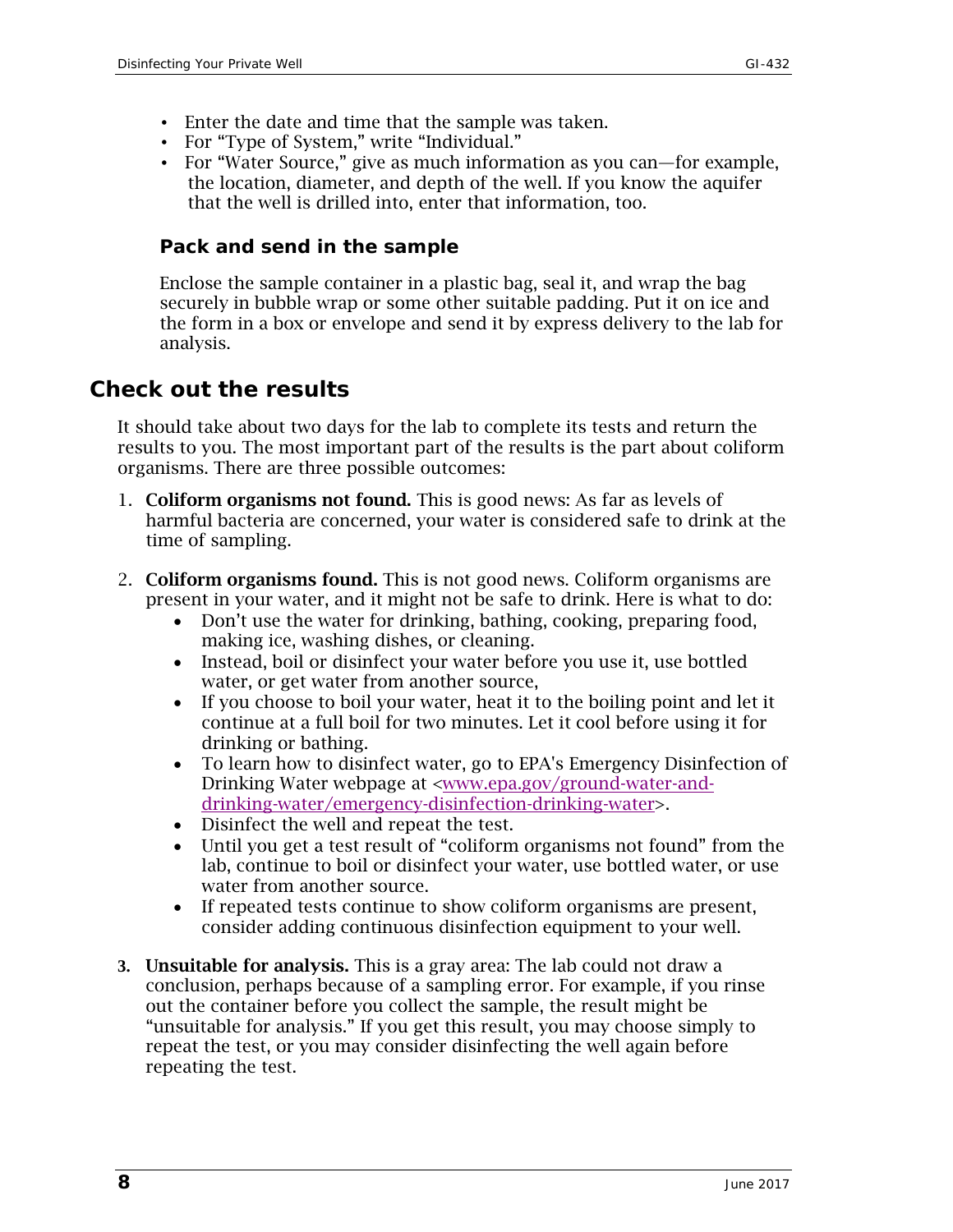- Enter the date and time that the sample was taken.
- For “Type of System,” write “Individual.”
- For “Water Source,” give as much information as you can—for example, the location, diameter, and depth of the well. If you know the aquifer that the well is drilled into, enter that information, too.

### Pack and send in the sample

Enclose the sample container in a plastic bag, seal it, and wrap the bag securely in bubble wrap or some other suitable padding. Put it on ice and the form in a box or envelope and send it by express delivery to the lab for analysis.

## Check out the results

It should take about two days for the lab to complete its tests and return the results to you. The most important part of the results is the part about coliform organisms. There are three possible outcomes:

1. **Coliform organisms not found.** This is good news: As far as levels of harmful bacteria are concerned, your water is considered safe to drink at the time of sampling.

2. **Coliform organisms found.** This is not good news. Coliform organisms are present in your water, and it might not be safe to drink. Here is what to do:
   - Don’t use the water for drinking, bathing, cooking, preparing food, making ice, washing dishes, or cleaning.
   - Instead, boil or disinfect your water before you use it, use bottled water, or get water from another source,
   - If you choose to boil your water, heat it to the boiling point and let it continue at a full boil for two minutes. Let it cool before using it for drinking or bathing.
   - To learn how to disinfect water, go to EPA's Emergency Disinfection of Drinking Water webpage at <www.epa.gov/ground-water-and-drinking-water/emergency-disinfection-drinking-water>.
   - Disinfect the well and repeat the test.
   - Until you get a test result of “coliform organisms not found” from the lab, continue to boil or disinfect your water, use bottled water, or use water from another source.
   - If repeated tests continue to show coliform organisms are present, consider adding continuous disinfection equipment to your well.

3. **Unsuitable for analysis.** This is a gray area: The lab could not draw a conclusion, perhaps because of a sampling error. For example, if you rinse out the container before you collect the sample, the result might be “unsuitable for analysis.” If you get this result, you may choose simply to repeat the test, or you may consider disinfecting the well again before repeating the test.